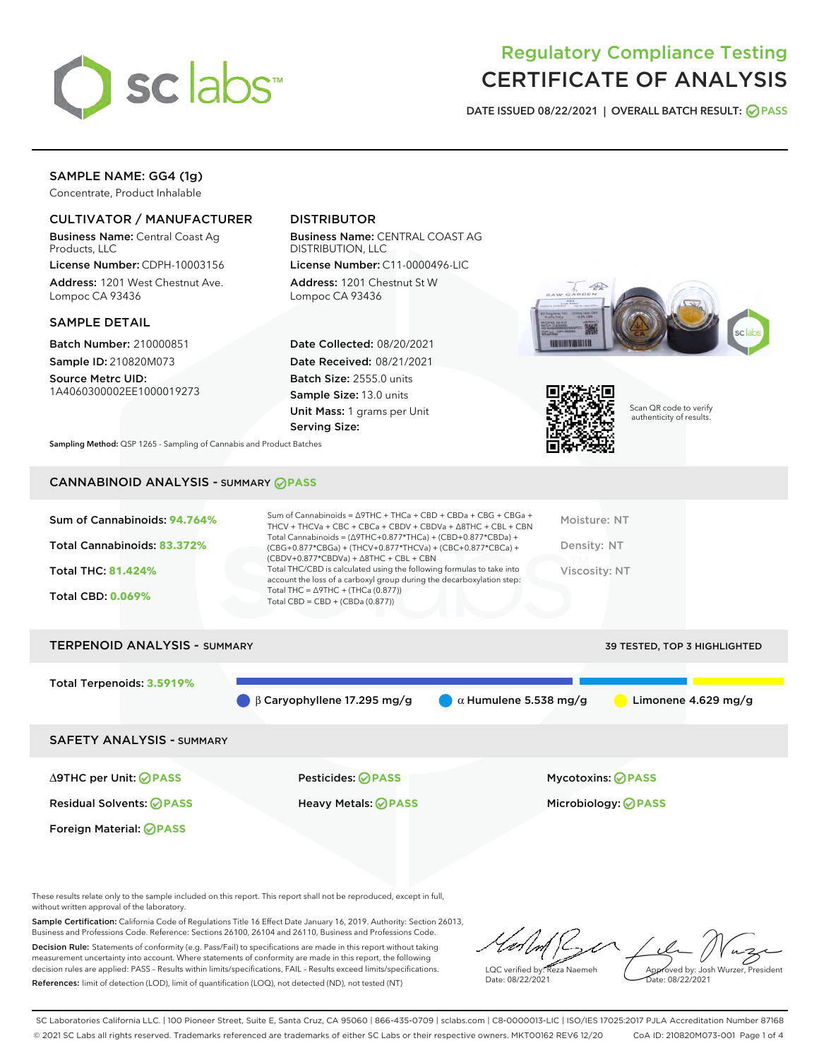# Regulatory Compliance Testing
# CERTIFICATE OF ANALYSIS

DATE ISSUED 08/22/2021 | OVERALL BATCH RESULT: PASS

## SAMPLE NAME: GG4 (1g)

Concentrate, Product Inhalable

### CULTIVATOR / MANUFACTURER

**Business Name:** Central Coast Ag Products, LLC

**License Number:** CDPH-10003156

**Address:** 1201 West Chestnut Ave. Lompoc CA 93436

### DISTRIBUTOR

**Business Name:** CENTRAL COAST AG DISTRIBUTION, LLC

**License Number:** C11-0000496-LIC

**Address:** 1201 Chestnut St W Lompoc CA 93436

### SAMPLE DETAIL

**Batch Number:** 210000851

**Sample ID:** 210820M073

**Source Metrc UID:** 1A4060300002EE1000019273

**Date Collected:** 08/20/2021

**Date Received:** 08/21/2021

**Batch Size:** 2555.0 units

**Sample Size:** 13.0 units

**Unit Mass:** 1 grams per Unit

**Serving Size:**

Scan QR code to verify authenticity of results.

**Sampling Method:** QSP 1265 - Sampling of Cannabis and Product Batches

## CANNABINOID ANALYSIS - SUMMARY PASS

**Sum of Cannabinoids: 94.764%**

**Total Cannabinoids: 83.372%**

**Total THC: 81.424%**

**Total CBD: 0.069%**

Sum of Cannabinoids = Δ9THC + THCa + CBD + CBDa + CBG + CBGa + THCV + THCVa + CBC + CBCa + CBDV + CBDVa + Δ8THC + CBL + CBN

Total Cannabinoids = (Δ9THC+0.877*THCa) + (CBD+0.877*CBDa) + (CBG+0.877*CBGa) + (THCV+0.877*THCVa) + (CBC+0.877*CBCa) + (CBDV+0.877*CBDVa) + Δ8THC + CBL + CBN

Total THC/CBD is calculated using the following formulas to take into account the loss of a carboxyl group during the decarboxylation step:
Total THC = Δ9THC + (THCa (0.877))
Total CBD = CBD + (CBDa (0.877))

Moisture: NT

Density: NT

Viscosity: NT

## TERPENOID ANALYSIS - SUMMARY

39 TESTED, TOP 3 HIGHLIGHTED

**Total Terpenoids: 3.5919%**

β Caryophyllene 17.295 mg/g | α Humulene 5.538 mg/g | Limonene 4.629 mg/g

## SAFETY ANALYSIS - SUMMARY

| | | |
|---|---|---|
| Δ9THC per Unit: PASS | Pesticides: PASS | Mycotoxins: PASS |
| Residual Solvents: PASS | Heavy Metals: PASS | Microbiology: PASS |
| Foreign Material: PASS | | |

These results relate only to the sample included on this report. This report shall not be reproduced, except in full, without written approval of the laboratory.

**Sample Certification:** California Code of Regulations Title 16 Effect Date January 16, 2019. Authority: Section 26013, Business and Professions Code. Reference: Sections 26100, 26104 and 26110, Business and Professions Code.

**Decision Rule:** Statements of conformity (e.g. Pass/Fail) to specifications are made in this report without taking measurement uncertainty into account. Where statements of conformity are made in this report, the following decision rules are applied: PASS – Results within limits/specifications, FAIL – Results exceed limits/specifications.

**References:** limit of detection (LOD), limit of quantification (LOQ), not detected (ND), not tested (NT)

LQC verified by: Reza Naemeh
Date: 08/22/2021

Approved by: Josh Wurzer, President
Date: 08/22/2021

SC Laboratories California LLC. | 100 Pioneer Street, Suite E, Santa Cruz, CA 95060 | 866-435-0709 | sclabs.com | C8-0000013-LIC | ISO/IES 17025:2017 PJLA Accreditation Number 87168
© 2021 SC Labs all rights reserved. Trademarks referenced are trademarks of either SC Labs or their respective owners. MKT00162 REV6 12/20 CoA ID: 210820M073-001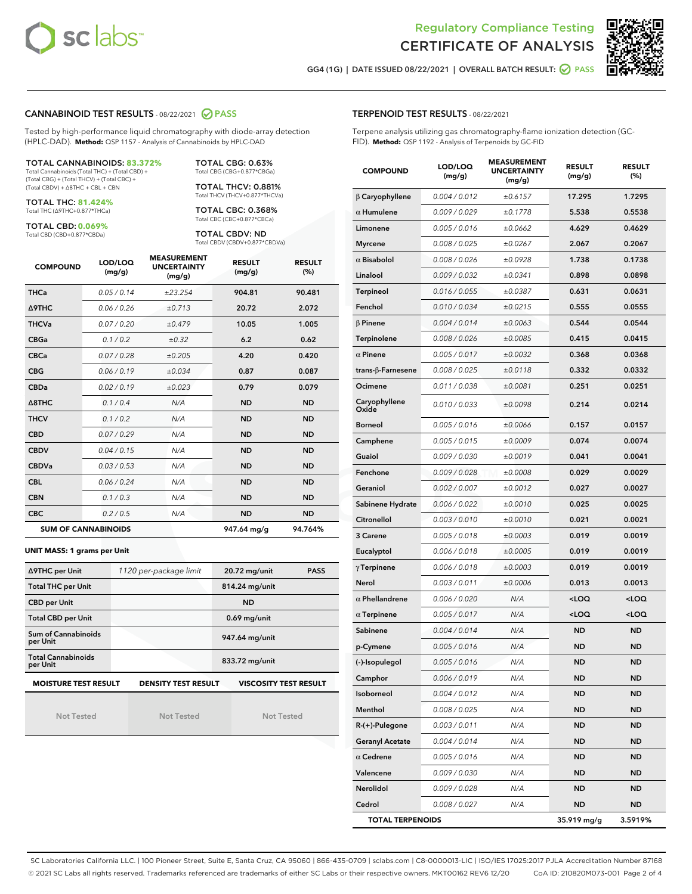# Regulatory Compliance Testing
# CERTIFICATE OF ANALYSIS

GG4 (1G) | DATE ISSUED 08/22/2021 | OVERALL BATCH RESULT: PASS

## CANNABINOID TEST RESULTS - 08/22/2021 PASS

Tested by high-performance liquid chromatography with diode-array detection (HPLC-DAD). **Method:** QSP 1157 - Analysis of Cannabinoids by HPLC-DAD

**TOTAL CANNABINOIDS: 83.372%**
Total Cannabinoids (Total THC) + (Total CBD) + (Total CBG) + (Total THCV) + (Total CBC) + (Total CBDV) + Δ8THC + CBL + CBN

**TOTAL THC: 81.424%**
Total THC (Δ9THC+0.877*THCa)

**TOTAL CBD: 0.069%**
Total CBD (CBD+0.877*CBDa)

**TOTAL CBG: 0.63%**
Total CBG (CBG+0.877*CBGa)

**TOTAL THCV: 0.881%**
Total THCV (THCV+0.877*THCVa)

**TOTAL CBC: 0.368%**
Total CBC (CBC+0.877*CBCa)

**TOTAL CBDV: ND**
Total CBDV (CBDV+0.877*CBDVa)

| COMPOUND | LOD/LOQ (mg/g) | MEASUREMENT UNCERTAINTY (mg/g) | RESULT (mg/g) | RESULT (%) |
|---|---|---|---|---|
| THCa | 0.05 / 0.14 | ±23.254 | 904.81 | 90.481 |
| Δ9THC | 0.06 / 0.26 | ±0.713 | 20.72 | 2.072 |
| THCVa | 0.07 / 0.20 | ±0.479 | 10.05 | 1.005 |
| CBGa | 0.1 / 0.2 | ±0.32 | 6.2 | 0.62 |
| CBCa | 0.07 / 0.28 | ±0.205 | 4.20 | 0.420 |
| CBG | 0.06 / 0.19 | ±0.034 | 0.87 | 0.087 |
| CBDa | 0.02 / 0.19 | ±0.023 | 0.79 | 0.079 |
| Δ8THC | 0.1 / 0.4 | N/A | ND | ND |
| THCV | 0.1 / 0.2 | N/A | ND | ND |
| CBD | 0.07 / 0.29 | N/A | ND | ND |
| CBDV | 0.04 / 0.15 | N/A | ND | ND |
| CBDVa | 0.03 / 0.53 | N/A | ND | ND |
| CBL | 0.06 / 0.24 | N/A | ND | ND |
| CBN | 0.1 / 0.3 | N/A | ND | ND |
| CBC | 0.2 / 0.5 | N/A | ND | ND |
| **SUM OF CANNABINOIDS** | | | **947.64 mg/g** | **94.764%** |

**UNIT MASS: 1 grams per Unit**

| | | | |
|---|---|---|---|
| Δ9THC per Unit | 1120 per-package limit | 20.72 mg/unit | PASS |
| Total THC per Unit | | 814.24 mg/unit | |
| CBD per Unit | | ND | |
| Total CBD per Unit | | 0.69 mg/unit | |
| Sum of Cannabinoids per Unit | | 947.64 mg/unit | |
| Total Cannabinoids per Unit | | 833.72 mg/unit | |

| MOISTURE TEST RESULT | DENSITY TEST RESULT | VISCOSITY TEST RESULT |
|---|---|---|
| Not Tested | Not Tested | Not Tested |

## TERPENOID TEST RESULTS - 08/22/2021

Terpene analysis utilizing gas chromatography-flame ionization detection (GC-FID). **Method:** QSP 1192 - Analysis of Terpenoids by GC-FID

| COMPOUND | LOD/LOQ (mg/g) | MEASUREMENT UNCERTAINTY (mg/g) | RESULT (mg/g) | RESULT (%) |
|---|---|---|---|---|
| β Caryophyllene | 0.004 / 0.012 | ±0.6157 | 17.295 | 1.7295 |
| α Humulene | 0.009 / 0.029 | ±0.1778 | 5.538 | 0.5538 |
| Limonene | 0.005 / 0.016 | ±0.0662 | 4.629 | 0.4629 |
| Myrcene | 0.008 / 0.025 | ±0.0267 | 2.067 | 0.2067 |
| α Bisabolol | 0.008 / 0.026 | ±0.0928 | 1.738 | 0.1738 |
| Linalool | 0.009 / 0.032 | ±0.0341 | 0.898 | 0.0898 |
| Terpineol | 0.016 / 0.055 | ±0.0387 | 0.631 | 0.0631 |
| Fenchol | 0.010 / 0.034 | ±0.0215 | 0.555 | 0.0555 |
| β Pinene | 0.004 / 0.014 | ±0.0063 | 0.544 | 0.0544 |
| Terpinolene | 0.008 / 0.026 | ±0.0085 | 0.415 | 0.0415 |
| α Pinene | 0.005 / 0.017 | ±0.0032 | 0.368 | 0.0368 |
| trans-β-Farnesene | 0.008 / 0.025 | ±0.0118 | 0.332 | 0.0332 |
| Ocimene | 0.011 / 0.038 | ±0.0081 | 0.251 | 0.0251 |
| Caryophyllene Oxide | 0.010 / 0.033 | ±0.0098 | 0.214 | 0.0214 |
| Borneol | 0.005 / 0.016 | ±0.0066 | 0.157 | 0.0157 |
| Camphene | 0.005 / 0.015 | ±0.0009 | 0.074 | 0.0074 |
| Guaiol | 0.009 / 0.030 | ±0.0019 | 0.041 | 0.0041 |
| Fenchone | 0.009 / 0.028 | ±0.0008 | 0.029 | 0.0029 |
| Geraniol | 0.002 / 0.007 | ±0.0012 | 0.027 | 0.0027 |
| Sabinene Hydrate | 0.006 / 0.022 | ±0.0010 | 0.025 | 0.0025 |
| Citronellol | 0.003 / 0.010 | ±0.0010 | 0.021 | 0.0021 |
| 3 Carene | 0.005 / 0.018 | ±0.0003 | 0.019 | 0.0019 |
| Eucalyptol | 0.006 / 0.018 | ±0.0005 | 0.019 | 0.0019 |
| γ Terpinene | 0.006 / 0.018 | ±0.0003 | 0.019 | 0.0019 |
| Nerol | 0.003 / 0.011 | ±0.0006 | 0.013 | 0.0013 |
| α Phellandrene | 0.006 / 0.020 | N/A | <LOQ | <LOQ |
| α Terpinene | 0.005 / 0.017 | N/A | <LOQ | <LOQ |
| Sabinene | 0.004 / 0.014 | N/A | ND | ND |
| p-Cymene | 0.005 / 0.016 | N/A | ND | ND |
| (-)-Isopulegol | 0.005 / 0.016 | N/A | ND | ND |
| Camphor | 0.006 / 0.019 | N/A | ND | ND |
| Isoborneol | 0.004 / 0.012 | N/A | ND | ND |
| Menthol | 0.008 / 0.025 | N/A | ND | ND |
| R-(+)-Pulegone | 0.003 / 0.011 | N/A | ND | ND |
| Geranyl Acetate | 0.004 / 0.014 | N/A | ND | ND |
| α Cedrene | 0.005 / 0.016 | N/A | ND | ND |
| Valencene | 0.009 / 0.030 | N/A | ND | ND |
| Nerolidol | 0.009 / 0.028 | N/A | ND | ND |
| Cedrol | 0.008 / 0.027 | N/A | ND | ND |
| **TOTAL TERPENOIDS** | | | **35.919 mg/g** | **3.5919%** |

SC Laboratories California LLC. | 100 Pioneer Street, Suite E, Santa Cruz, CA 95060 | 866-435-0709 | sclabs.com | C8-0000013-LIC | ISO/IES 17025:2017 PJLA Accreditation Number 87168
© 2021 SC Labs all rights reserved. Trademarks referenced are trademarks of either SC Labs or their respective owners. MKT00162 REV6 12/20 CoA ID: 210820M073-001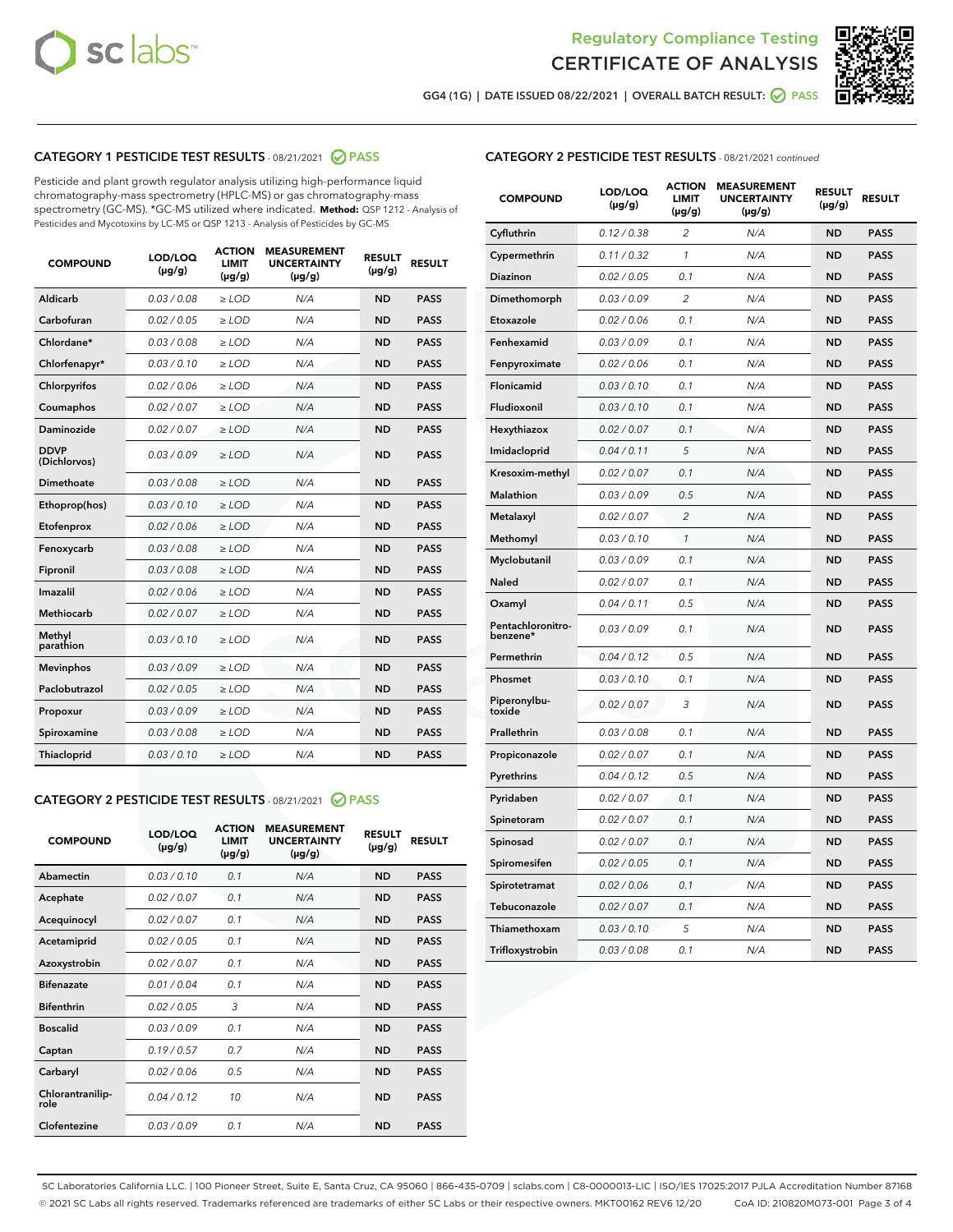Regulatory Compliance Testing
CERTIFICATE OF ANALYSIS

GG4 (1G) | DATE ISSUED 08/22/2021 | OVERALL BATCH RESULT: PASS

## CATEGORY 1 PESTICIDE TEST RESULTS - 08/21/2021 PASS

Pesticide and plant growth regulator analysis utilizing high-performance liquid chromatography-mass spectrometry (HPLC-MS) or gas chromatography-mass spectrometry (GC-MS). *GC-MS utilized where indicated. **Method:** QSP 1212 - Analysis of Pesticides and Mycotoxins by LC-MS or QSP 1213 - Analysis of Pesticides by GC-MS

| COMPOUND | LOD/LOQ (µg/g) | ACTION LIMIT (µg/g) | MEASUREMENT UNCERTAINTY (µg/g) | RESULT (µg/g) | RESULT |
|---|---|---|---|---|---|
| Aldicarb | 0.03 / 0.08 | ≥ LOD | N/A | ND | PASS |
| Carbofuran | 0.02 / 0.05 | ≥ LOD | N/A | ND | PASS |
| Chlordane* | 0.03 / 0.08 | ≥ LOD | N/A | ND | PASS |
| Chlorfenapyr* | 0.03 / 0.10 | ≥ LOD | N/A | ND | PASS |
| Chlorpyrifos | 0.02 / 0.06 | ≥ LOD | N/A | ND | PASS |
| Coumaphos | 0.02 / 0.07 | ≥ LOD | N/A | ND | PASS |
| Daminozide | 0.02 / 0.07 | ≥ LOD | N/A | ND | PASS |
| DDVP (Dichlorvos) | 0.03 / 0.09 | ≥ LOD | N/A | ND | PASS |
| Dimethoate | 0.03 / 0.08 | ≥ LOD | N/A | ND | PASS |
| Ethoprop(hos) | 0.03 / 0.10 | ≥ LOD | N/A | ND | PASS |
| Etofenprox | 0.02 / 0.06 | ≥ LOD | N/A | ND | PASS |
| Fenoxycarb | 0.03 / 0.08 | ≥ LOD | N/A | ND | PASS |
| Fipronil | 0.03 / 0.08 | ≥ LOD | N/A | ND | PASS |
| Imazalil | 0.02 / 0.06 | ≥ LOD | N/A | ND | PASS |
| Methiocarb | 0.02 / 0.07 | ≥ LOD | N/A | ND | PASS |
| Methyl parathion | 0.03 / 0.10 | ≥ LOD | N/A | ND | PASS |
| Mevinphos | 0.03 / 0.09 | ≥ LOD | N/A | ND | PASS |
| Paclobutrazol | 0.02 / 0.05 | ≥ LOD | N/A | ND | PASS |
| Propoxur | 0.03 / 0.09 | ≥ LOD | N/A | ND | PASS |
| Spiroxamine | 0.03 / 0.08 | ≥ LOD | N/A | ND | PASS |
| Thiacloprid | 0.03 / 0.10 | ≥ LOD | N/A | ND | PASS |

## CATEGORY 2 PESTICIDE TEST RESULTS - 08/21/2021 PASS

| COMPOUND | LOD/LOQ (µg/g) | ACTION LIMIT (µg/g) | MEASUREMENT UNCERTAINTY (µg/g) | RESULT (µg/g) | RESULT |
|---|---|---|---|---|---|
| Abamectin | 0.03 / 0.10 | 0.1 | N/A | ND | PASS |
| Acephate | 0.02 / 0.07 | 0.1 | N/A | ND | PASS |
| Acequinocyl | 0.02 / 0.07 | 0.1 | N/A | ND | PASS |
| Acetamiprid | 0.02 / 0.05 | 0.1 | N/A | ND | PASS |
| Azoxystrobin | 0.02 / 0.07 | 0.1 | N/A | ND | PASS |
| Bifenazate | 0.01 / 0.04 | 0.1 | N/A | ND | PASS |
| Bifenthrin | 0.02 / 0.05 | 3 | N/A | ND | PASS |
| Boscalid | 0.03 / 0.09 | 0.1 | N/A | ND | PASS |
| Captan | 0.19 / 0.57 | 0.7 | N/A | ND | PASS |
| Carbaryl | 0.02 / 0.06 | 0.5 | N/A | ND | PASS |
| Chlorantraniliprole | 0.04 / 0.12 | 10 | N/A | ND | PASS |
| Clofentezine | 0.03 / 0.09 | 0.1 | N/A | ND | PASS |

## CATEGORY 2 PESTICIDE TEST RESULTS - 08/21/2021 continued

| COMPOUND | LOD/LOQ (µg/g) | ACTION LIMIT (µg/g) | MEASUREMENT UNCERTAINTY (µg/g) | RESULT (µg/g) | RESULT |
|---|---|---|---|---|---|
| Cyfluthrin | 0.12 / 0.38 | 2 | N/A | ND | PASS |
| Cypermethrin | 0.11 / 0.32 | 1 | N/A | ND | PASS |
| Diazinon | 0.02 / 0.05 | 0.1 | N/A | ND | PASS |
| Dimethomorph | 0.03 / 0.09 | 2 | N/A | ND | PASS |
| Etoxazole | 0.02 / 0.06 | 0.1 | N/A | ND | PASS |
| Fenhexamid | 0.03 / 0.09 | 0.1 | N/A | ND | PASS |
| Fenpyroximate | 0.02 / 0.06 | 0.1 | N/A | ND | PASS |
| Flonicamid | 0.03 / 0.10 | 0.1 | N/A | ND | PASS |
| Fludioxonil | 0.03 / 0.10 | 0.1 | N/A | ND | PASS |
| Hexythiazox | 0.02 / 0.07 | 0.1 | N/A | ND | PASS |
| Imidacloprid | 0.04 / 0.11 | 5 | N/A | ND | PASS |
| Kresoxim-methyl | 0.02 / 0.07 | 0.1 | N/A | ND | PASS |
| Malathion | 0.03 / 0.09 | 0.5 | N/A | ND | PASS |
| Metalaxyl | 0.02 / 0.07 | 2 | N/A | ND | PASS |
| Methomyl | 0.03 / 0.10 | 1 | N/A | ND | PASS |
| Myclobutanil | 0.03 / 0.09 | 0.1 | N/A | ND | PASS |
| Naled | 0.02 / 0.07 | 0.1 | N/A | ND | PASS |
| Oxamyl | 0.04 / 0.11 | 0.5 | N/A | ND | PASS |
| Pentachloronitrobenzene* | 0.03 / 0.09 | 0.1 | N/A | ND | PASS |
| Permethrin | 0.04 / 0.12 | 0.5 | N/A | ND | PASS |
| Phosmet | 0.03 / 0.10 | 0.1 | N/A | ND | PASS |
| Piperonylbutoxide | 0.02 / 0.07 | 3 | N/A | ND | PASS |
| Prallethrin | 0.03 / 0.08 | 0.1 | N/A | ND | PASS |
| Propiconazole | 0.02 / 0.07 | 0.1 | N/A | ND | PASS |
| Pyrethrins | 0.04 / 0.12 | 0.5 | N/A | ND | PASS |
| Pyridaben | 0.02 / 0.07 | 0.1 | N/A | ND | PASS |
| Spinetoram | 0.02 / 0.07 | 0.1 | N/A | ND | PASS |
| Spinosad | 0.02 / 0.07 | 0.1 | N/A | ND | PASS |
| Spiromesifen | 0.02 / 0.05 | 0.1 | N/A | ND | PASS |
| Spirotetramat | 0.02 / 0.06 | 0.1 | N/A | ND | PASS |
| Tebuconazole | 0.02 / 0.07 | 0.1 | N/A | ND | PASS |
| Thiamethoxam | 0.03 / 0.10 | 5 | N/A | ND | PASS |
| Trifloxystrobin | 0.03 / 0.08 | 0.1 | N/A | ND | PASS |

SC Laboratories California LLC. | 100 Pioneer Street, Suite E, Santa Cruz, CA 95060 | 866-435-0709 | sclabs.com | C8-0000013-LIC | ISO/IES 17025:2017 PJLA Accreditation Number 87168
© 2021 SC Labs all rights reserved. Trademarks referenced are trademarks of either SC Labs or their respective owners. MKT00162 REV6 12/20 CoA ID: 210820M073-001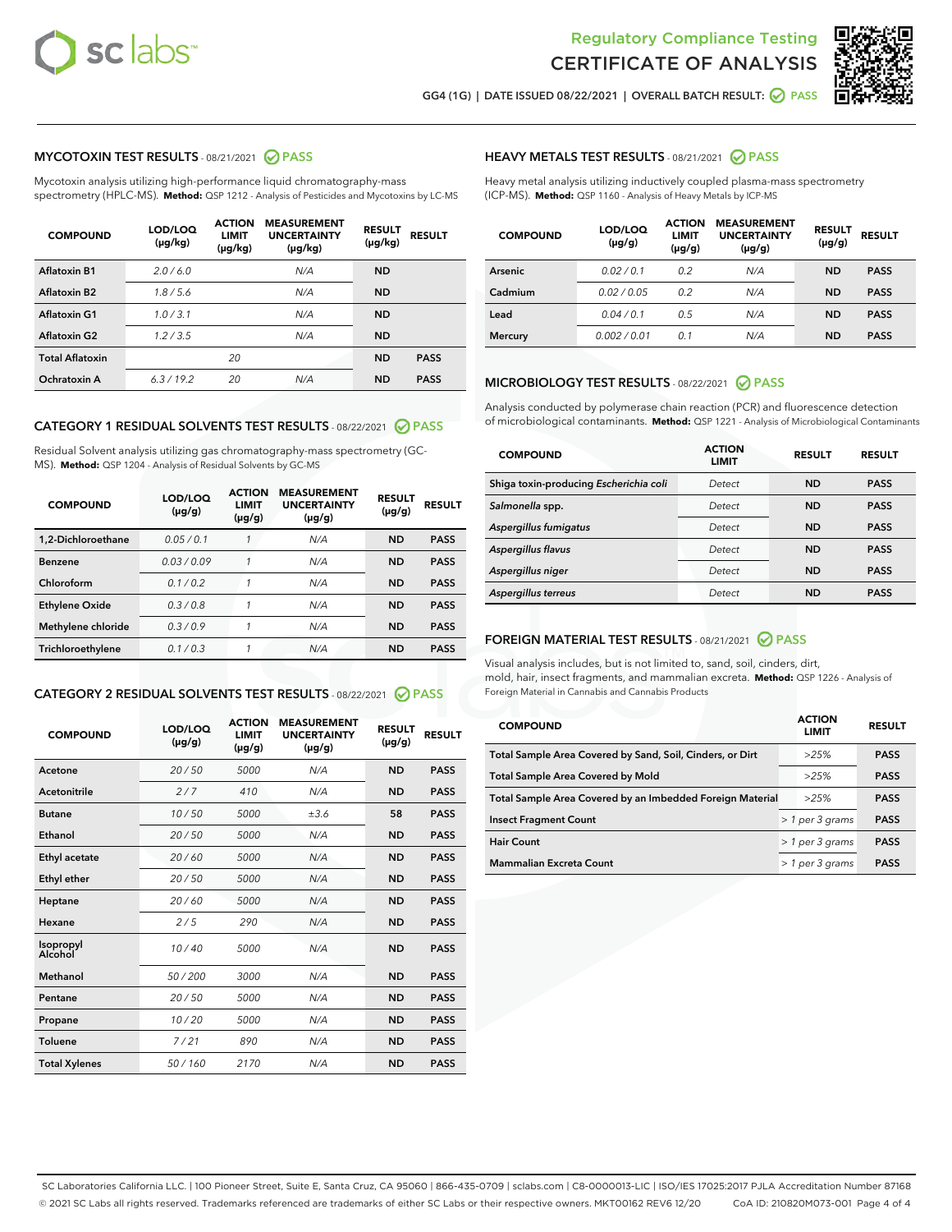# Regulatory Compliance Testing
# CERTIFICATE OF ANALYSIS

GG4 (1G) | DATE ISSUED 08/22/2021 | OVERALL BATCH RESULT: PASS

## MYCOTOXIN TEST RESULTS - 08/21/2021 PASS

Mycotoxin analysis utilizing high-performance liquid chromatography-mass spectrometry (HPLC-MS). **Method:** QSP 1212 - Analysis of Pesticides and Mycotoxins by LC-MS

| COMPOUND | LOD/LOQ (µg/kg) | ACTION LIMIT (µg/kg) | MEASUREMENT UNCERTAINTY (µg/kg) | RESULT (µg/kg) | RESULT |
|---|---|---|---|---|---|
| Aflatoxin B1 | 2.0 / 6.0 | | N/A | ND | |
| Aflatoxin B2 | 1.8 / 5.6 | | N/A | ND | |
| Aflatoxin G1 | 1.0 / 3.1 | | N/A | ND | |
| Aflatoxin G2 | 1.2 / 3.5 | | N/A | ND | |
| Total Aflatoxin | | 20 | | ND | PASS |
| Ochratoxin A | 6.3 / 19.2 | 20 | N/A | ND | PASS |

## CATEGORY 1 RESIDUAL SOLVENTS TEST RESULTS - 08/22/2021 PASS

Residual Solvent analysis utilizing gas chromatography-mass spectrometry (GC-MS). **Method:** QSP 1204 - Analysis of Residual Solvents by GC-MS

| COMPOUND | LOD/LOQ (µg/g) | ACTION LIMIT (µg/g) | MEASUREMENT UNCERTAINTY (µg/g) | RESULT (µg/g) | RESULT |
|---|---|---|---|---|---|
| 1,2-Dichloroethane | 0.05 / 0.1 | 1 | N/A | ND | PASS |
| Benzene | 0.03 / 0.09 | 1 | N/A | ND | PASS |
| Chloroform | 0.1 / 0.2 | 1 | N/A | ND | PASS |
| Ethylene Oxide | 0.3 / 0.8 | 1 | N/A | ND | PASS |
| Methylene chloride | 0.3 / 0.9 | 1 | N/A | ND | PASS |
| Trichloroethylene | 0.1 / 0.3 | 1 | N/A | ND | PASS |

## CATEGORY 2 RESIDUAL SOLVENTS TEST RESULTS - 08/22/2021 PASS

| COMPOUND | LOD/LOQ (µg/g) | ACTION LIMIT (µg/g) | MEASUREMENT UNCERTAINTY (µg/g) | RESULT (µg/g) | RESULT |
|---|---|---|---|---|---|
| Acetone | 20 / 50 | 5000 | N/A | ND | PASS |
| Acetonitrile | 2 / 7 | 410 | N/A | ND | PASS |
| Butane | 10 / 50 | 5000 | ±3.6 | 58 | PASS |
| Ethanol | 20 / 50 | 5000 | N/A | ND | PASS |
| Ethyl acetate | 20 / 60 | 5000 | N/A | ND | PASS |
| Ethyl ether | 20 / 50 | 5000 | N/A | ND | PASS |
| Heptane | 20 / 60 | 5000 | N/A | ND | PASS |
| Hexane | 2 / 5 | 290 | N/A | ND | PASS |
| Isopropyl Alcohol | 10 / 40 | 5000 | N/A | ND | PASS |
| Methanol | 50 / 200 | 3000 | N/A | ND | PASS |
| Pentane | 20 / 50 | 5000 | N/A | ND | PASS |
| Propane | 10 / 20 | 5000 | N/A | ND | PASS |
| Toluene | 7 / 21 | 890 | N/A | ND | PASS |
| Total Xylenes | 50 / 160 | 2170 | N/A | ND | PASS |

## HEAVY METALS TEST RESULTS - 08/21/2021 PASS

Heavy metal analysis utilizing inductively coupled plasma-mass spectrometry (ICP-MS). **Method:** QSP 1160 - Analysis of Heavy Metals by ICP-MS

| COMPOUND | LOD/LOQ (µg/g) | ACTION LIMIT (µg/g) | MEASUREMENT UNCERTAINTY (µg/g) | RESULT (µg/g) | RESULT |
|---|---|---|---|---|---|
| Arsenic | 0.02 / 0.1 | 0.2 | N/A | ND | PASS |
| Cadmium | 0.02 / 0.05 | 0.2 | N/A | ND | PASS |
| Lead | 0.04 / 0.1 | 0.5 | N/A | ND | PASS |
| Mercury | 0.002 / 0.01 | 0.1 | N/A | ND | PASS |

## MICROBIOLOGY TEST RESULTS - 08/22/2021 PASS

Analysis conducted by polymerase chain reaction (PCR) and fluorescence detection of microbiological contaminants. **Method:** QSP 1221 - Analysis of Microbiological Contaminants

| COMPOUND | ACTION LIMIT | RESULT | RESULT |
|---|---|---|---|
| Shiga toxin-producing *Escherichia coli* | Detect | ND | PASS |
| *Salmonella* spp. | Detect | ND | PASS |
| *Aspergillus fumigatus* | Detect | ND | PASS |
| *Aspergillus flavus* | Detect | ND | PASS |
| *Aspergillus niger* | Detect | ND | PASS |
| *Aspergillus terreus* | Detect | ND | PASS |

## FOREIGN MATERIAL TEST RESULTS - 08/21/2021 PASS

Visual analysis includes, but is not limited to, sand, soil, cinders, dirt, mold, hair, insect fragments, and mammalian excreta. **Method:** QSP 1226 - Analysis of Foreign Material in Cannabis and Cannabis Products

| COMPOUND | ACTION LIMIT | RESULT |
|---|---|---|
| Total Sample Area Covered by Sand, Soil, Cinders, or Dirt | >25% | PASS |
| Total Sample Area Covered by Mold | >25% | PASS |
| Total Sample Area Covered by an Imbedded Foreign Material | >25% | PASS |
| Insect Fragment Count | > 1 per 3 grams | PASS |
| Hair Count | > 1 per 3 grams | PASS |
| Mammalian Excreta Count | > 1 per 3 grams | PASS |

SC Laboratories California LLC. | 100 Pioneer Street, Suite E, Santa Cruz, CA 95060 | 866-435-0709 | sclabs.com | C8-0000013-LIC | ISO/IES 17025:2017 PJLA Accreditation Number 87168
© 2021 SC Labs all rights reserved. Trademarks referenced are trademarks of either SC Labs or their respective owners. MKT00162 REV6 12/20 CoA ID: 210820M073-001